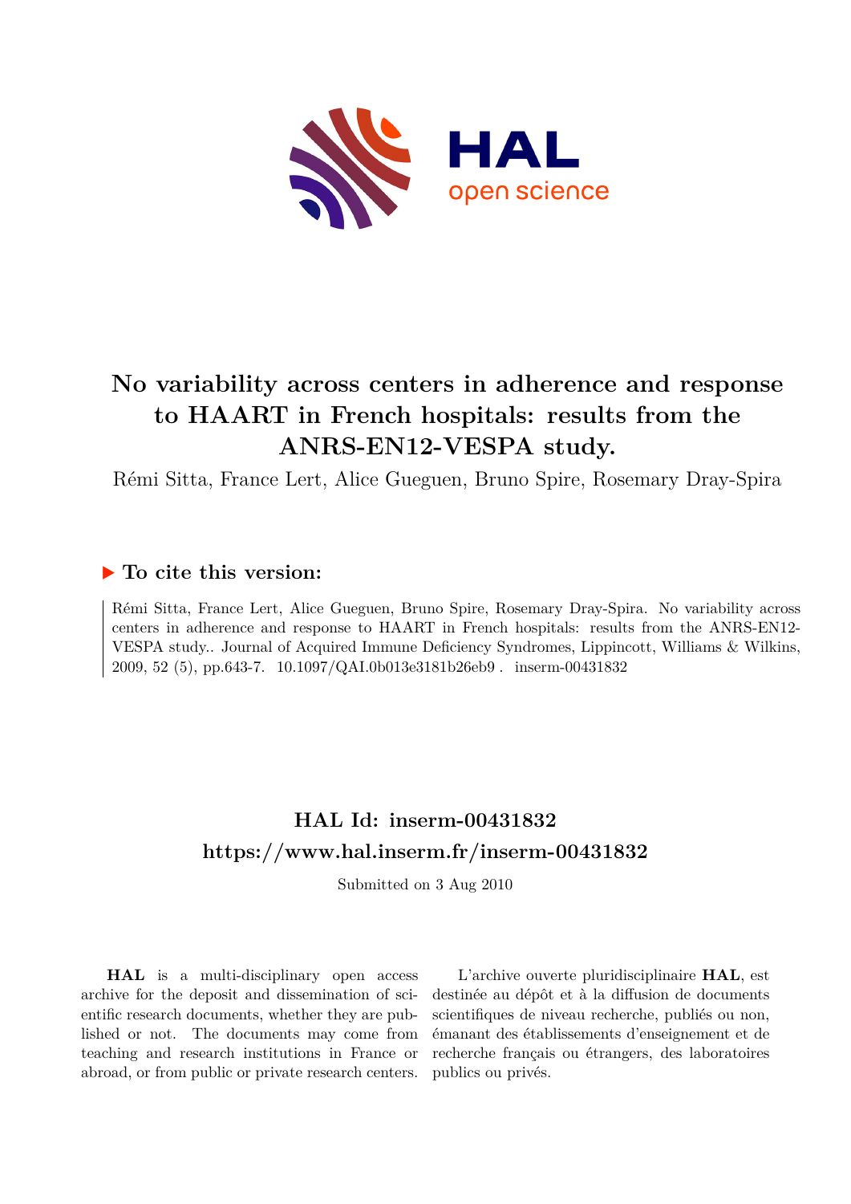# No variability across centers in adherence and response to HAART in French hospitals: results from the ANRS-EN12-VESPA study.

Rémi Sitta, France Lert, Alice Gueguen, Bruno Spire, Rosemary Dray-Spira

## ▶ To cite this version:

Rémi Sitta, France Lert, Alice Gueguen, Bruno Spire, Rosemary Dray-Spira. No variability across centers in adherence and response to HAART in French hospitals: results from the ANRS-EN12-VESPA study.. Journal of Acquired Immune Deficiency Syndromes, Lippincott, Williams & Wilkins, 2009, 52 (5), pp.643-7. 10.1097/QAI.0b013e3181b26eb9 . inserm-00431832

## HAL Id: inserm-00431832

## https://www.hal.inserm.fr/inserm-00431832

Submitted on 3 Aug 2010

**HAL** is a multi-disciplinary open access archive for the deposit and dissemination of scientific research documents, whether they are published or not. The documents may come from teaching and research institutions in France or abroad, or from public or private research centers.

L'archive ouverte pluridisciplinaire **HAL**, est destinée au dépôt et à la diffusion de documents scientifiques de niveau recherche, publiés ou non, émanant des établissements d'enseignement et de recherche français ou étrangers, des laboratoires publics ou privés.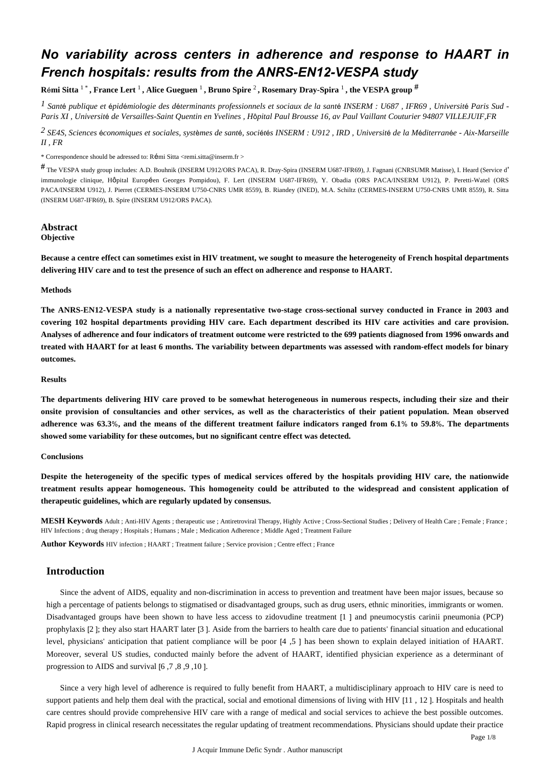# No variability across centers in adherence and response to HAART in French hospitals: results from the ANRS-EN12-VESPA study

**Rémi Sitta** [1*], **France Lert** [1], **Alice Gueguen** [1], **Bruno Spire** [2], **Rosemary Dray-Spira** [1], **the VESPA group** [#]

[1] *Santé publique et épidémiologie des déterminants professionnels et sociaux de la santé INSERM : U687 , IFR69 , Université Paris Sud - Paris XI , Université de Versailles-Saint Quentin en Yvelines , Hôpital Paul Brousse 16, av Paul Vaillant Couturier 94807 VILLEJUIF,FR*

[2] *SE4S, Sciences économiques et sociales, systèmes de santé, sociétés INSERM : U912 , IRD , Université de la Méditerranée - Aix-Marseille II , FR*

\* Correspondence should be adressed to: Rémi Sitta <remi.sitta@inserm.fr >

[#] The VESPA study group includes: A.D. Bouhnik (INSERM U912/ORS PACA), R. Dray-Spira (INSERM U687-IFR69), J. Fagnani (CNRSUMR Matisse), I. Heard (Service d'immunologie clinique, Hôpital Européen Georges Pompidou), F. Lert (INSERM U687-IFR69), Y. Obadia (ORS PACA/INSERM U912), P. Peretti-Watel (ORS PACA/INSERM U912), J. Pierret (CERMES-INSERM U750-CNRS UMR 8559), B. Riandey (INED), M.A. Schiltz (CERMES-INSERM U750-CNRS UMR 8559), R. Sitta (INSERM U687-IFR69), B. Spire (INSERM U912/ORS PACA).

## Abstract

**Objective**

**Because a centre effect can sometimes exist in HIV treatment, we sought to measure the heterogeneity of French hospital departments delivering HIV care and to test the presence of such an effect on adherence and response to HAART.**

**Methods**

**The ANRS-EN12-VESPA study is a nationally representative two-stage cross-sectional survey conducted in France in 2003 and covering 102 hospital departments providing HIV care. Each department described its HIV care activities and care provision. Analyses of adherence and four indicators of treatment outcome were restricted to the 699 patients diagnosed from 1996 onwards and treated with HAART for at least 6 months. The variability between departments was assessed with random-effect models for binary outcomes.**

**Results**

**The departments delivering HIV care proved to be somewhat heterogeneous in numerous respects, including their size and their onsite provision of consultancies and other services, as well as the characteristics of their patient population. Mean observed adherence was 63.3%, and the means of the different treatment failure indicators ranged from 6.1% to 59.8%. The departments showed some variability for these outcomes, but no significant centre effect was detected.**

**Conclusions**

**Despite the heterogeneity of the specific types of medical services offered by the hospitals providing HIV care, the nationwide treatment results appear homogeneous. This homogeneity could be attributed to the widespread and consistent application of therapeutic guidelines, which are regularly updated by consensus.**

**MESH Keywords** Adult ; Anti-HIV Agents ; therapeutic use ; Antiretroviral Therapy, Highly Active ; Cross-Sectional Studies ; Delivery of Health Care ; Female ; France ; HIV Infections ; drug therapy ; Hospitals ; Humans ; Male ; Medication Adherence ; Middle Aged ; Treatment Failure

**Author Keywords** HIV infection ; HAART ; Treatment failure ; Service provision ; Centre effect ; France

## Introduction

Since the advent of AIDS, equality and non-discrimination in access to prevention and treatment have been major issues, because so high a percentage of patients belongs to stigmatised or disadvantaged groups, such as drug users, ethnic minorities, immigrants or women. Disadvantaged groups have been shown to have less access to zidovudine treatment [1 ] and pneumocystis carinii pneumonia (PCP) prophylaxis [2 ]; they also start HAART later [3 ]. Aside from the barriers to health care due to patients' financial situation and educational level, physicians' anticipation that patient compliance will be poor [4 ,5 ] has been shown to explain delayed initiation of HAART. Moreover, several US studies, conducted mainly before the advent of HAART, identified physician experience as a determinant of progression to AIDS and survival [6 ,7 ,8 ,9 ,10 ].

Since a very high level of adherence is required to fully benefit from HAART, a multidisciplinary approach to HIV care is need to support patients and help them deal with the practical, social and emotional dimensions of living with HIV [11 , 12 ]. Hospitals and health care centres should provide comprehensive HIV care with a range of medical and social services to achieve the best possible outcomes. Rapid progress in clinical research necessitates the regular updating of treatment recommendations. Physicians should update their practice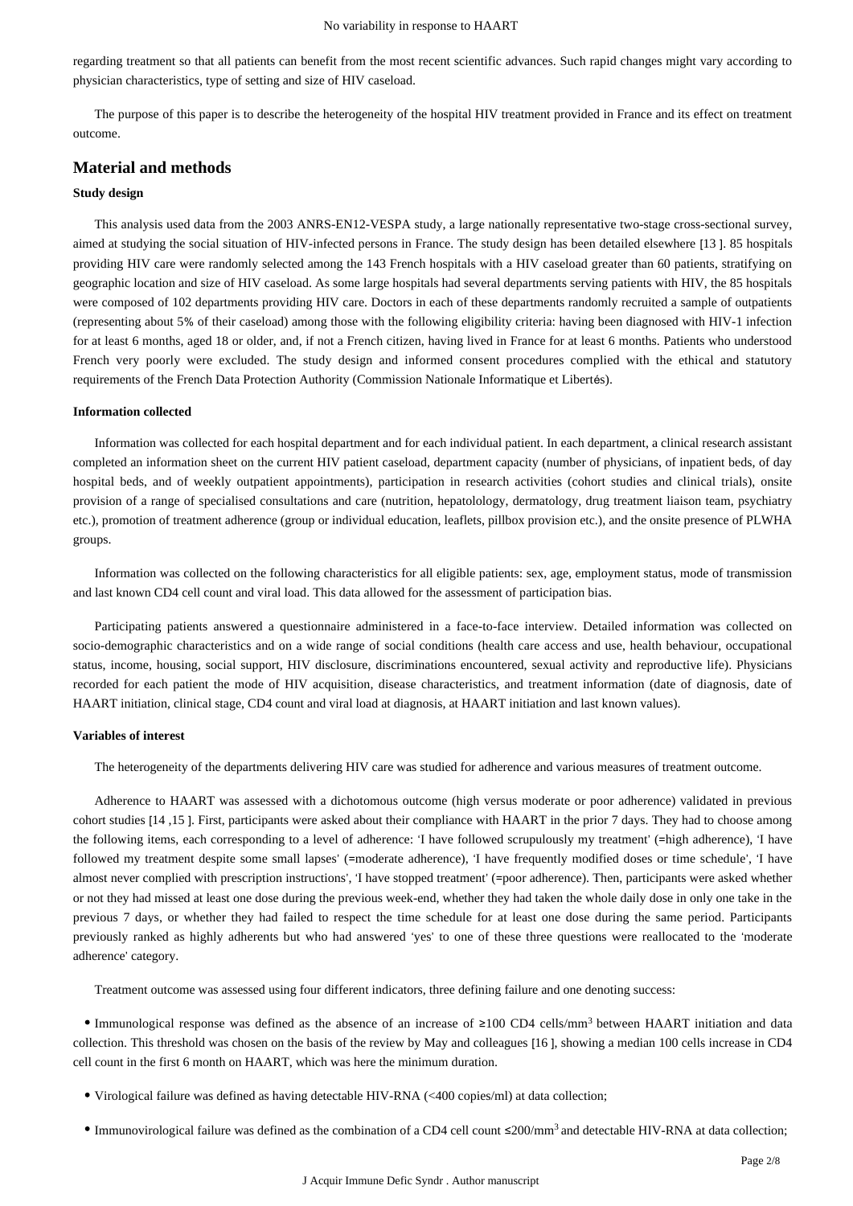regarding treatment so that all patients can benefit from the most recent scientific advances. Such rapid changes might vary according to physician characteristics, type of setting and size of HIV caseload.

The purpose of this paper is to describe the heterogeneity of the hospital HIV treatment provided in France and its effect on treatment outcome.

## Material and methods

### Study design

This analysis used data from the 2003 ANRS-EN12-VESPA study, a large nationally representative two-stage cross-sectional survey, aimed at studying the social situation of HIV-infected persons in France. The study design has been detailed elsewhere [13 ]. 85 hospitals providing HIV care were randomly selected among the 143 French hospitals with a HIV caseload greater than 60 patients, stratifying on geographic location and size of HIV caseload. As some large hospitals had several departments serving patients with HIV, the 85 hospitals were composed of 102 departments providing HIV care. Doctors in each of these departments randomly recruited a sample of outpatients (representing about 5% of their caseload) among those with the following eligibility criteria: having been diagnosed with HIV-1 infection for at least 6 months, aged 18 or older, and, if not a French citizen, having lived in France for at least 6 months. Patients who understood French very poorly were excluded. The study design and informed consent procedures complied with the ethical and statutory requirements of the French Data Protection Authority (Commission Nationale Informatique et Libertés).

### Information collected

Information was collected for each hospital department and for each individual patient. In each department, a clinical research assistant completed an information sheet on the current HIV patient caseload, department capacity (number of physicians, of inpatient beds, of day hospital beds, and of weekly outpatient appointments), participation in research activities (cohort studies and clinical trials), onsite provision of a range of specialised consultations and care (nutrition, hepatolology, dermatology, drug treatment liaison team, psychiatry etc.), promotion of treatment adherence (group or individual education, leaflets, pillbox provision etc.), and the onsite presence of PLWHA groups.

Information was collected on the following characteristics for all eligible patients: sex, age, employment status, mode of transmission and last known CD4 cell count and viral load. This data allowed for the assessment of participation bias.

Participating patients answered a questionnaire administered in a face-to-face interview. Detailed information was collected on socio-demographic characteristics and on a wide range of social conditions (health care access and use, health behaviour, occupational status, income, housing, social support, HIV disclosure, discriminations encountered, sexual activity and reproductive life). Physicians recorded for each patient the mode of HIV acquisition, disease characteristics, and treatment information (date of diagnosis, date of HAART initiation, clinical stage, CD4 count and viral load at diagnosis, at HAART initiation and last known values).

### Variables of interest

The heterogeneity of the departments delivering HIV care was studied for adherence and various measures of treatment outcome.

Adherence to HAART was assessed with a dichotomous outcome (high versus moderate or poor adherence) validated in previous cohort studies [14 ,15 ]. First, participants were asked about their compliance with HAART in the prior 7 days. They had to choose among the following items, each corresponding to a level of adherence: 'I have followed scrupulously my treatment' (=high adherence), 'I have followed my treatment despite some small lapses' (=moderate adherence), 'I have frequently modified doses or time schedule', 'I have almost never complied with prescription instructions', 'I have stopped treatment' (=poor adherence). Then, participants were asked whether or not they had missed at least one dose during the previous week-end, whether they had taken the whole daily dose in only one take in the previous 7 days, or whether they had failed to respect the time schedule for at least one dose during the same period. Participants previously ranked as highly adherents but who had answered 'yes' to one of these three questions were reallocated to the 'moderate adherence' category.

Treatment outcome was assessed using four different indicators, three defining failure and one denoting success:

- Immunological response was defined as the absence of an increase of ≥100 CD4 cells/mm$^3$ between HAART initiation and data collection. This threshold was chosen on the basis of the review by May and colleagues [16 ], showing a median 100 cells increase in CD4 cell count in the first 6 month on HAART, which was here the minimum duration.
- Virological failure was defined as having detectable HIV-RNA (<400 copies/ml) at data collection;
- Immunovirological failure was defined as the combination of a CD4 cell count ≤200/mm$^3$ and detectable HIV-RNA at data collection;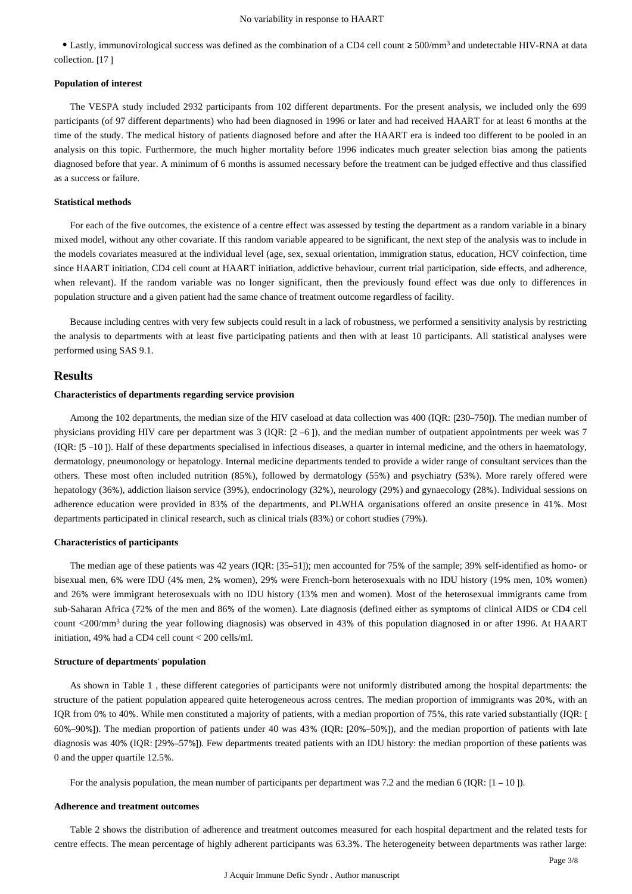- Lastly, immunovirological success was defined as the combination of a CD4 cell count ≥ 500/mm$^3$ and undetectable HIV-RNA at data collection. [17 ]

#### Population of interest

The VESPA study included 2932 participants from 102 different departments. For the present analysis, we included only the 699 participants (of 97 different departments) who had been diagnosed in 1996 or later and had received HAART for at least 6 months at the time of the study. The medical history of patients diagnosed before and after the HAART era is indeed too different to be pooled in an analysis on this topic. Furthermore, the much higher mortality before 1996 indicates much greater selection bias among the patients diagnosed before that year. A minimum of 6 months is assumed necessary before the treatment can be judged effective and thus classified as a success or failure.

#### Statistical methods

For each of the five outcomes, the existence of a centre effect was assessed by testing the department as a random variable in a binary mixed model, without any other covariate. If this random variable appeared to be significant, the next step of the analysis was to include in the models covariates measured at the individual level (age, sex, sexual orientation, immigration status, education, HCV coinfection, time since HAART initiation, CD4 cell count at HAART initiation, addictive behaviour, current trial participation, side effects, and adherence, when relevant). If the random variable was no longer significant, then the previously found effect was due only to differences in population structure and a given patient had the same chance of treatment outcome regardless of facility.

Because including centres with very few subjects could result in a lack of robustness, we performed a sensitivity analysis by restricting the analysis to departments with at least five participating patients and then with at least 10 participants. All statistical analyses were performed using SAS 9.1.

## Results

#### Characteristics of departments regarding service provision

Among the 102 departments, the median size of the HIV caseload at data collection was 400 (IQR: [230–750]). The median number of physicians providing HIV care per department was 3 (IQR: [2 –6 ]), and the median number of outpatient appointments per week was 7 (IQR: [5 –10 ]). Half of these departments specialised in infectious diseases, a quarter in internal medicine, and the others in haematology, dermatology, pneumonology or hepatology. Internal medicine departments tended to provide a wider range of consultant services than the others. These most often included nutrition (85%), followed by dermatology (55%) and psychiatry (53%). More rarely offered were hepatology (36%), addiction liaison service (39%), endocrinology (32%), neurology (29%) and gynaecology (28%). Individual sessions on adherence education were provided in 83% of the departments, and PLWHA organisations offered an onsite presence in 41%. Most departments participated in clinical research, such as clinical trials (83%) or cohort studies (79%).

#### Characteristics of participants

The median age of these patients was 42 years (IQR: [35–51]); men accounted for 75% of the sample; 39% self-identified as homo- or bisexual men, 6% were IDU (4% men, 2% women), 29% were French-born heterosexuals with no IDU history (19% men, 10% women) and 26% were immigrant heterosexuals with no IDU history (13% men and women). Most of the heterosexual immigrants came from sub-Saharan Africa (72% of the men and 86% of the women). Late diagnosis (defined either as symptoms of clinical AIDS or CD4 cell count <200/mm$^3$ during the year following diagnosis) was observed in 43% of this population diagnosed in or after 1996. At HAART initiation, 49% had a CD4 cell count < 200 cells/ml.

#### Structure of departments' population

As shown in Table 1 , these different categories of participants were not uniformly distributed among the hospital departments: the structure of the patient population appeared quite heterogeneous across centres. The median proportion of immigrants was 20%, with an IQR from 0% to 40%. While men constituted a majority of patients, with a median proportion of 75%, this rate varied substantially (IQR: [ 60%–90%]). The median proportion of patients under 40 was 43% (IQR: [20%–50%]), and the median proportion of patients with late diagnosis was 40% (IQR: [29%–57%]). Few departments treated patients with an IDU history: the median proportion of these patients was 0 and the upper quartile 12.5%.

For the analysis population, the mean number of participants per department was 7.2 and the median 6 (IQR: [1 – 10 ]).

#### Adherence and treatment outcomes

Table 2 shows the distribution of adherence and treatment outcomes measured for each hospital department and the related tests for centre effects. The mean percentage of highly adherent participants was 63.3%. The heterogeneity between departments was rather large: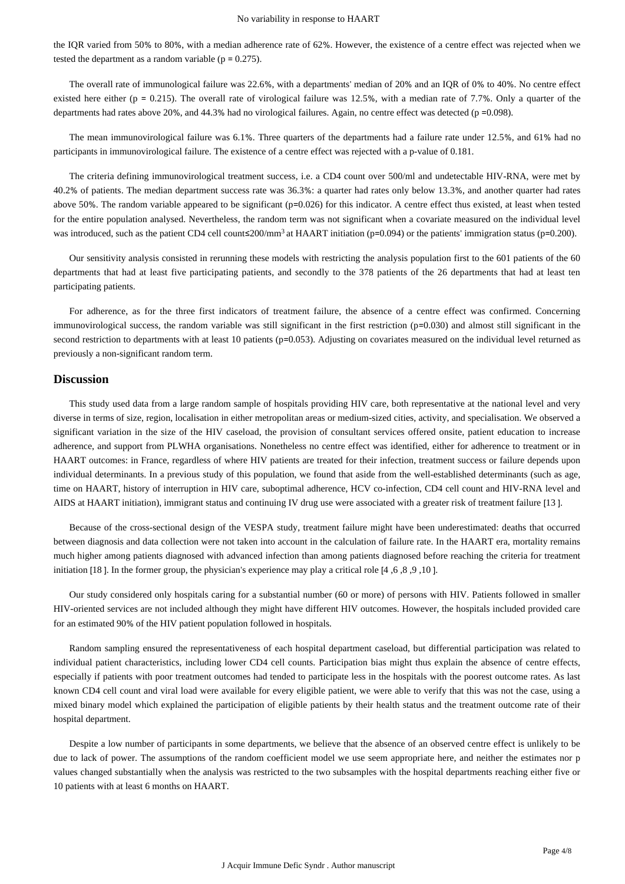the IQR varied from 50% to 80%, with a median adherence rate of 62%. However, the existence of a centre effect was rejected when we tested the department as a random variable ($p = 0.275$).

The overall rate of immunological failure was 22.6%, with a departments' median of 20% and an IQR of 0% to 40%. No centre effect existed here either ($p = 0.215$). The overall rate of virological failure was 12.5%, with a median rate of 7.7%. Only a quarter of the departments had rates above 20%, and 44.3% had no virological failures. Again, no centre effect was detected ($p = 0.098$).

The mean immunovirological failure was 6.1%. Three quarters of the departments had a failure rate under 12.5%, and 61% had no participants in immunovirological failure. The existence of a centre effect was rejected with a p-value of 0.181.

The criteria defining immunovirological treatment success, i.e. a CD4 count over 500/ml and undetectable HIV-RNA, were met by 40.2% of patients. The median department success rate was 36.3%: a quarter had rates only below 13.3%, and another quarter had rates above 50%. The random variable appeared to be significant ($p=0.026$) for this indicator. A centre effect thus existed, at least when tested for the entire population analysed. Nevertheless, the random term was not significant when a covariate measured on the individual level was introduced, such as the patient CD4 cell count≤200/mm$^3$ at HAART initiation ($p=0.094$) or the patients' immigration status ($p=0.200$).

Our sensitivity analysis consisted in rerunning these models with restricting the analysis population first to the 601 patients of the 60 departments that had at least five participating patients, and secondly to the 378 patients of the 26 departments that had at least ten participating patients.

For adherence, as for the three first indicators of treatment failure, the absence of a centre effect was confirmed. Concerning immunovirological success, the random variable was still significant in the first restriction ($p=0.030$) and almost still significant in the second restriction to departments with at least 10 patients ($p=0.053$). Adjusting on covariates measured on the individual level returned as previously a non-significant random term.

## Discussion

This study used data from a large random sample of hospitals providing HIV care, both representative at the national level and very diverse in terms of size, region, localisation in either metropolitan areas or medium-sized cities, activity, and specialisation. We observed a significant variation in the size of the HIV caseload, the provision of consultant services offered onsite, patient education to increase adherence, and support from PLWHA organisations. Nonetheless no centre effect was identified, either for adherence to treatment or in HAART outcomes: in France, regardless of where HIV patients are treated for their infection, treatment success or failure depends upon individual determinants. In a previous study of this population, we found that aside from the well-established determinants (such as age, time on HAART, history of interruption in HIV care, suboptimal adherence, HCV co-infection, CD4 cell count and HIV-RNA level and AIDS at HAART initiation), immigrant status and continuing IV drug use were associated with a greater risk of treatment failure [13 ].

Because of the cross-sectional design of the VESPA study, treatment failure might have been underestimated: deaths that occurred between diagnosis and data collection were not taken into account in the calculation of failure rate. In the HAART era, mortality remains much higher among patients diagnosed with advanced infection than among patients diagnosed before reaching the criteria for treatment initiation [18 ]. In the former group, the physician's experience may play a critical role [4 ,6 ,8 ,9 ,10 ].

Our study considered only hospitals caring for a substantial number (60 or more) of persons with HIV. Patients followed in smaller HIV-oriented services are not included although they might have different HIV outcomes. However, the hospitals included provided care for an estimated 90% of the HIV patient population followed in hospitals.

Random sampling ensured the representativeness of each hospital department caseload, but differential participation was related to individual patient characteristics, including lower CD4 cell counts. Participation bias might thus explain the absence of centre effects, especially if patients with poor treatment outcomes had tended to participate less in the hospitals with the poorest outcome rates. As last known CD4 cell count and viral load were available for every eligible patient, we were able to verify that this was not the case, using a mixed binary model which explained the participation of eligible patients by their health status and the treatment outcome rate of their hospital department.

Despite a low number of participants in some departments, we believe that the absence of an observed centre effect is unlikely to be due to lack of power. The assumptions of the random coefficient model we use seem appropriate here, and neither the estimates nor p values changed substantially when the analysis was restricted to the two subsamples with the hospital departments reaching either five or 10 patients with at least 6 months on HAART.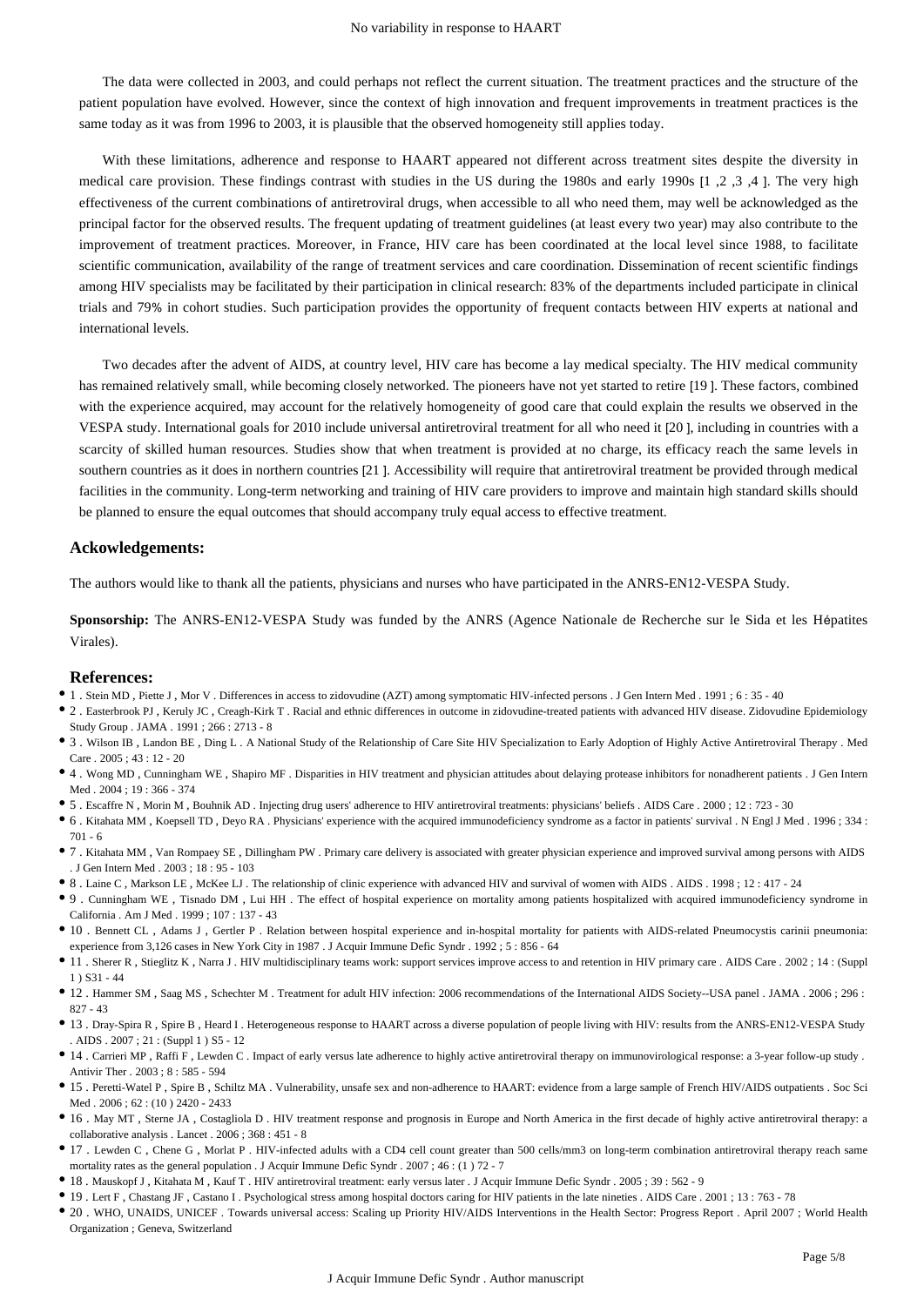The data were collected in 2003, and could perhaps not reflect the current situation. The treatment practices and the structure of the patient population have evolved. However, since the context of high innovation and frequent improvements in treatment practices is the same today as it was from 1996 to 2003, it is plausible that the observed homogeneity still applies today.

With these limitations, adherence and response to HAART appeared not different across treatment sites despite the diversity in medical care provision. These findings contrast with studies in the US during the 1980s and early 1990s [1 ,2 ,3 ,4 ]. The very high effectiveness of the current combinations of antiretroviral drugs, when accessible to all who need them, may well be acknowledged as the principal factor for the observed results. The frequent updating of treatment guidelines (at least every two year) may also contribute to the improvement of treatment practices. Moreover, in France, HIV care has been coordinated at the local level since 1988, to facilitate scientific communication, availability of the range of treatment services and care coordination. Dissemination of recent scientific findings among HIV specialists may be facilitated by their participation in clinical research: 83% of the departments included participate in clinical trials and 79% in cohort studies. Such participation provides the opportunity of frequent contacts between HIV experts at national and international levels.

Two decades after the advent of AIDS, at country level, HIV care has become a lay medical specialty. The HIV medical community has remained relatively small, while becoming closely networked. The pioneers have not yet started to retire [19 ]. These factors, combined with the experience acquired, may account for the relatively homogeneity of good care that could explain the results we observed in the VESPA study. International goals for 2010 include universal antiretroviral treatment for all who need it [20 ], including in countries with a scarcity of skilled human resources. Studies show that when treatment is provided at no charge, its efficacy reach the same levels in southern countries as it does in northern countries [21 ]. Accessibility will require that antiretroviral treatment be provided through medical facilities in the community. Long-term networking and training of HIV care providers to improve and maintain high standard skills should be planned to ensure the equal outcomes that should accompany truly equal access to effective treatment.

## Ackowledgements:

The authors would like to thank all the patients, physicians and nurses who have participated in the ANRS-EN12-VESPA Study.

**Sponsorship:** The ANRS-EN12-VESPA Study was funded by the ANRS (Agence Nationale de Recherche sur le Sida et les Hépatites Virales).

## References:

- 1 . Stein MD , Piette J , Mor V . Differences in access to zidovudine (AZT) among symptomatic HIV-infected persons . J Gen Intern Med . 1991 ; 6 : 35 - 40
- 2 . Easterbrook PJ , Keruly JC , Creagh-Kirk T . Racial and ethnic differences in outcome in zidovudine-treated patients with advanced HIV disease. Zidovudine Epidemiology Study Group . JAMA . 1991 ; 266 : 2713 - 8
- 3 . Wilson IB , Landon BE , Ding L . A National Study of the Relationship of Care Site HIV Specialization to Early Adoption of Highly Active Antiretroviral Therapy . Med Care . 2005 ; 43 : 12 - 20
- 4 . Wong MD , Cunningham WE , Shapiro MF . Disparities in HIV treatment and physician attitudes about delaying protease inhibitors for nonadherent patients . J Gen Intern Med . 2004 ; 19 : 366 - 374
- 5 . Escaffre N , Morin M , Bouhnik AD . Injecting drug users' adherence to HIV antiretroviral treatments: physicians' beliefs . AIDS Care . 2000 ; 12 : 723 - 30
- 6 . Kitahata MM , Koepsell TD , Deyo RA . Physicians' experience with the acquired immunodeficiency syndrome as a factor in patients' survival . N Engl J Med . 1996 ; 334 : 701 - 6
- 7 . Kitahata MM , Van Rompaey SE , Dillingham PW . Primary care delivery is associated with greater physician experience and improved survival among persons with AIDS . J Gen Intern Med . 2003 ; 18 : 95 - 103
- 8 . Laine C , Markson LE , McKee LJ . The relationship of clinic experience with advanced HIV and survival of women with AIDS . AIDS . 1998 ; 12 : 417 - 24
- 9 . Cunningham WE , Tisnado DM , Lui HH . The effect of hospital experience on mortality among patients hospitalized with acquired immunodeficiency syndrome in California . Am J Med . 1999 ; 107 : 137 - 43
- 10 . Bennett CL , Adams J , Gertler P . Relation between hospital experience and in-hospital mortality for patients with AIDS-related Pneumocystis carinii pneumonia: experience from 3,126 cases in New York City in 1987 . J Acquir Immune Defic Syndr . 1992 ; 5 : 856 - 64
- 11 . Sherer R , Stieglitz K , Narra J . HIV multidisciplinary teams work: support services improve access to and retention in HIV primary care . AIDS Care . 2002 ; 14 : (Suppl 1 ) S31 - 44
- 12 . Hammer SM , Saag MS , Schechter M . Treatment for adult HIV infection: 2006 recommendations of the International AIDS Society--USA panel . JAMA . 2006 ; 296 : 827 - 43
- 13 . Dray-Spira R , Spire B , Heard I . Heterogeneous response to HAART across a diverse population of people living with HIV: results from the ANRS-EN12-VESPA Study . AIDS . 2007 ; 21 : (Suppl 1 ) S5 - 12
- 14 . Carrieri MP , Raffi F , Lewden C . Impact of early versus late adherence to highly active antiretroviral therapy on immunovirological response: a 3-year follow-up study . Antivir Ther . 2003 ; 8 : 585 - 594
- 15 . Peretti-Watel P , Spire B , Schiltz MA . Vulnerability, unsafe sex and non-adherence to HAART: evidence from a large sample of French HIV/AIDS outpatients . Soc Sci Med . 2006 ; 62 : (10 ) 2420 - 2433
- 16 . May MT , Sterne JA , Costagliola D . HIV treatment response and prognosis in Europe and North America in the first decade of highly active antiretroviral therapy: a collaborative analysis . Lancet . 2006 ; 368 : 451 - 8
- 17 . Lewden C , Chene G , Morlat P . HIV-infected adults with a CD4 cell count greater than 500 cells/mm3 on long-term combination antiretroviral therapy reach same mortality rates as the general population . J Acquir Immune Defic Syndr . 2007 ; 46 : (1 ) 72 - 7
- 18 . Mauskopf J , Kitahata M , Kauf T . HIV antiretroviral treatment: early versus later . J Acquir Immune Defic Syndr . 2005 ; 39 : 562 - 9
- 19 . Lert F , Chastang JF , Castano I . Psychological stress among hospital doctors caring for HIV patients in the late nineties . AIDS Care . 2001 ; 13 : 763 - 78
- 20 . WHO, UNAIDS, UNICEF . Towards universal access: Scaling up Priority HIV/AIDS Interventions in the Health Sector: Progress Report . April 2007 ; World Health Organization ; Geneva, Switzerland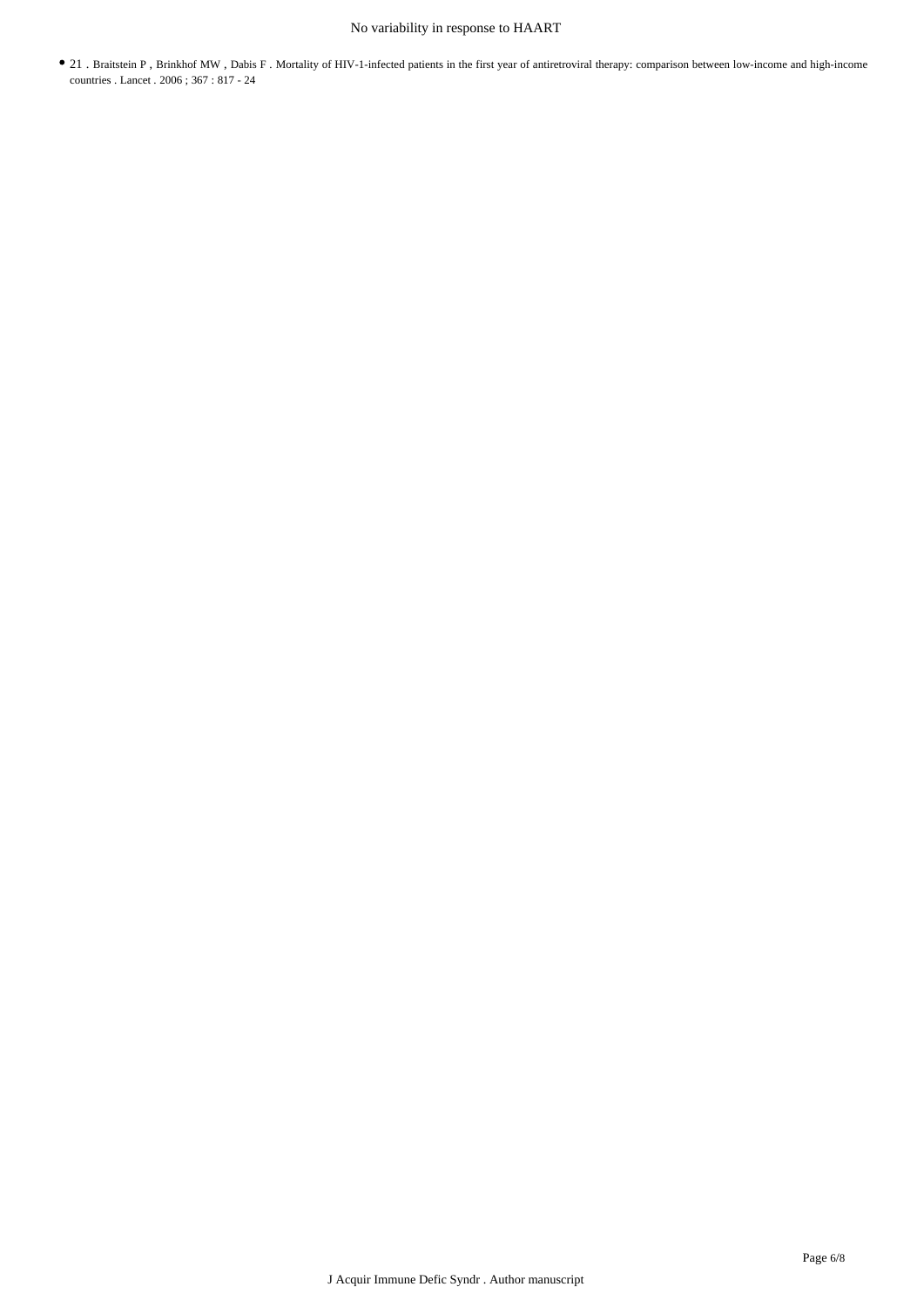- 21 . Braitstein P , Brinkhof MW , Dabis F . Mortality of HIV-1-infected patients in the first year of antiretroviral therapy: comparison between low-income and high-income countries . Lancet . 2006 ; 367 : 817 - 24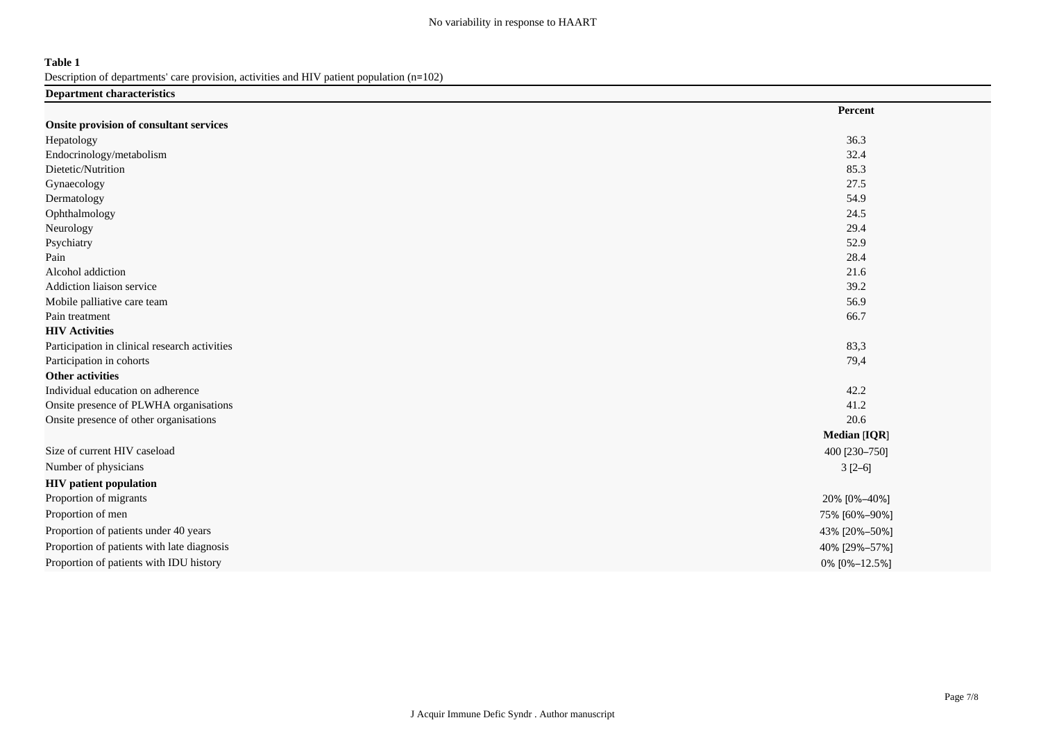**Table 1**

Description of departments' care provision, activities and HIV patient population (n=102)

| Department characteristics | |
|---|---|
| | **Percent** |
| **Onsite provision of consultant services** | |
| Hepatology | 36.3 |
| Endocrinology/metabolism | 32.4 |
| Dietetic/Nutrition | 85.3 |
| Gynaecology | 27.5 |
| Dermatology | 54.9 |
| Ophthalmology | 24.5 |
| Neurology | 29.4 |
| Psychiatry | 52.9 |
| Pain | 28.4 |
| Alcohol addiction | 21.6 |
| Addiction liaison service | 39.2 |
| Mobile palliative care team | 56.9 |
| Pain treatment | 66.7 |
| **HIV Activities** | |
| Participation in clinical research activities | 83,3 |
| Participation in cohorts | 79,4 |
| **Other activities** | |
| Individual education on adherence | 42.2 |
| Onsite presence of PLWHA organisations | 41.2 |
| Onsite presence of other organisations | 20.6 |
| | **Median** [**IQR**] |
| Size of current HIV caseload | 400 [230–750] |
| Number of physicians | 3 [2–6] |
| **HIV patient population** | |
| Proportion of migrants | 20% [0%–40%] |
| Proportion of men | 75% [60%–90%] |
| Proportion of patients under 40 years | 43% [20%–50%] |
| Proportion of patients with late diagnosis | 40% [29%–57%] |
| Proportion of patients with IDU history | 0% [0%–12.5%] |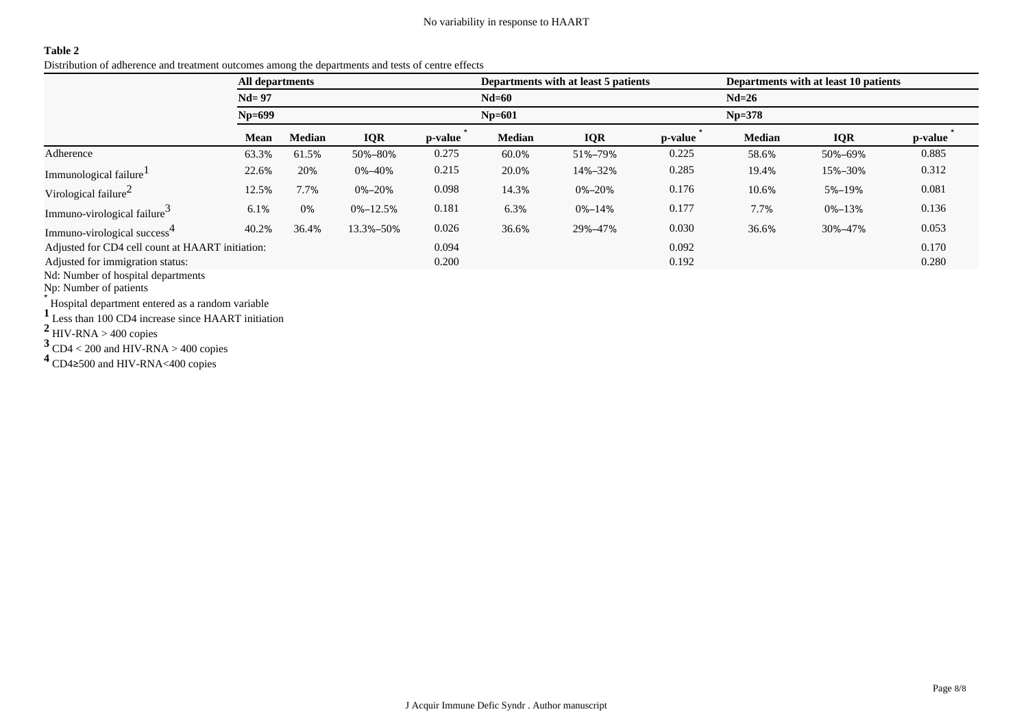**Table 2**

Distribution of adherence and treatment outcomes among the departments and tests of centre effects

| | All departments | | | | Departments with at least 5 patients | | | Departments with at least 10 patients | | |
|---|---|---|---|---|---|---|---|---|---|---|
| | Nd= 97 | | | | Nd=60 | | | Nd=26 | | |
| | Np=699 | | | | Np=601 | | | Np=378 | | |
| | **Mean** | **Median** | **IQR** | **p-value** * | **Median** | **IQR** | **p-value** * | **Median** | **IQR** | **p-value** * |
| Adherence | 63.3% | 61.5% | 50%–80% | 0.275 | 60.0% | 51%–79% | 0.225 | 58.6% | 50%–69% | 0.885 |
| Immunological failure[1] | 22.6% | 20% | 0%–40% | 0.215 | 20.0% | 14%–32% | 0.285 | 19.4% | 15%–30% | 0.312 |
| Virological failure[2] | 12.5% | 7.7% | 0%–20% | 0.098 | 14.3% | 0%–20% | 0.176 | 10.6% | 5%–19% | 0.081 |
| Immuno-virological failure[3] | 6.1% | 0% | 0%–12.5% | 0.181 | 6.3% | 0%–14% | 0.177 | 7.7% | 0%–13% | 0.136 |
| Immuno-virological success[4] | 40.2% | 36.4% | 13.3%–50% | 0.026 | 36.6% | 29%–47% | 0.030 | 36.6% | 30%–47% | 0.053 |
| Adjusted for CD4 cell count at HAART initiation: | | | | 0.094 | | | 0.092 | | | 0.170 |
| Adjusted for immigration status: | | | | 0.200 | | | 0.192 | | | 0.280 |

Nd: Number of hospital departments

Np: Number of patients

* Hospital department entered as a random variable

1 Less than 100 CD4 increase since HAART initiation

2 HIV-RNA > 400 copies

3 CD4 < 200 and HIV-RNA > 400 copies

4 CD4≥500 and HIV-RNA<400 copies